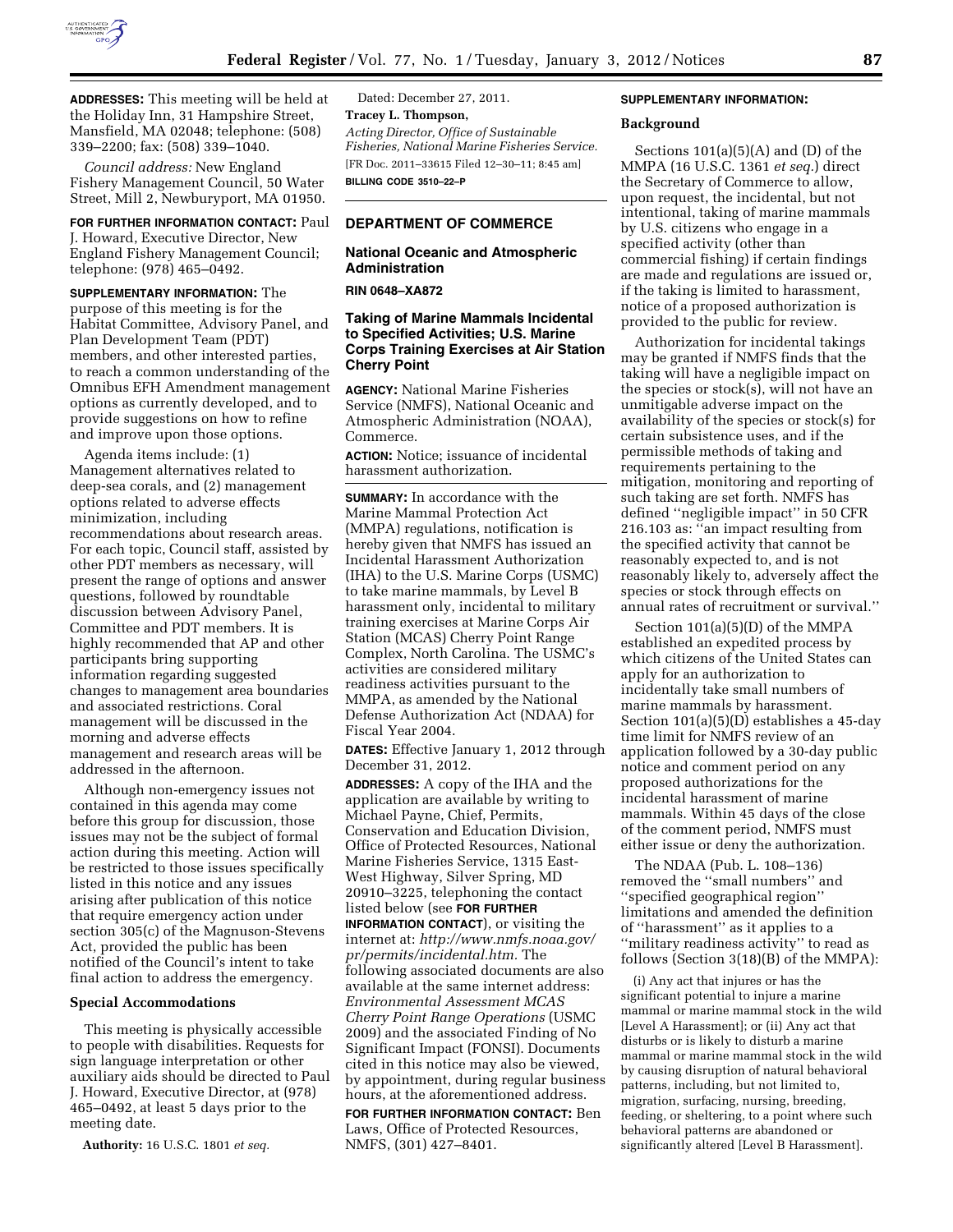**ADDRESSES:** This meeting will be held at the Holiday Inn, 31 Hampshire Street, Mansfield, MA 02048; telephone: (508) 339–2200; fax: (508) 339–1040.

*Council address:* New England Fishery Management Council, 50 Water Street, Mill 2, Newburyport, MA 01950.

**FOR FURTHER INFORMATION CONTACT:** Paul J. Howard, Executive Director, New England Fishery Management Council; telephone: (978) 465–0492.

**SUPPLEMENTARY INFORMATION:** The purpose of this meeting is for the Habitat Committee, Advisory Panel, and Plan Development Team (PDT) members, and other interested parties, to reach a common understanding of the Omnibus EFH Amendment management options as currently developed, and to provide suggestions on how to refine and improve upon those options.

Agenda items include: (1) Management alternatives related to deep-sea corals, and (2) management options related to adverse effects minimization, including recommendations about research areas. For each topic, Council staff, assisted by other PDT members as necessary, will present the range of options and answer questions, followed by roundtable discussion between Advisory Panel, Committee and PDT members. It is highly recommended that AP and other participants bring supporting information regarding suggested changes to management area boundaries and associated restrictions. Coral management will be discussed in the morning and adverse effects management and research areas will be addressed in the afternoon.

Although non-emergency issues not contained in this agenda may come before this group for discussion, those issues may not be the subject of formal action during this meeting. Action will be restricted to those issues specifically listed in this notice and any issues arising after publication of this notice that require emergency action under section 305(c) of the Magnuson-Stevens Act, provided the public has been notified of the Council's intent to take final action to address the emergency.

## Special Accommodations

This meeting is physically accessible to people with disabilities. Requests for sign language interpretation or other auxiliary aids should be directed to Paul J. Howard, Executive Director, at (978) 465–0492, at least 5 days prior to the meeting date.

**Authority:** 16 U.S.C. 1801 *et seq.*

Dated: December 27, 2011.

**Tracey L. Thompson,**

*Acting Director, Office of Sustainable Fisheries, National Marine Fisheries Service.*

[FR Doc. 2011–33615 Filed 12–30–11; 8:45 am]

**BILLING CODE 3510–22–P**

---

## DEPARTMENT OF COMMERCE

### National Oceanic and Atmospheric Administration

**RIN 0648–XA872**

### Taking of Marine Mammals Incidental to Specified Activities; U.S. Marine Corps Training Exercises at Air Station Cherry Point

**AGENCY:** National Marine Fisheries Service (NMFS), National Oceanic and Atmospheric Administration (NOAA), Commerce.

**ACTION:** Notice; issuance of incidental harassment authorization.

**SUMMARY:** In accordance with the Marine Mammal Protection Act (MMPA) regulations, notification is hereby given that NMFS has issued an Incidental Harassment Authorization (IHA) to the U.S. Marine Corps (USMC) to take marine mammals, by Level B harassment only, incidental to military training exercises at Marine Corps Air Station (MCAS) Cherry Point Range Complex, North Carolina. The USMC's activities are considered military readiness activities pursuant to the MMPA, as amended by the National Defense Authorization Act (NDAA) for Fiscal Year 2004.

**DATES:** Effective January 1, 2012 through December 31, 2012.

**ADDRESSES:** A copy of the IHA and the application are available by writing to Michael Payne, Chief, Permits, Conservation and Education Division, Office of Protected Resources, National Marine Fisheries Service, 1315 East-West Highway, Silver Spring, MD 20910–3225, telephoning the contact listed below (see **FOR FURTHER INFORMATION CONTACT**), or visiting the internet at: *http://www.nmfs.noaa.gov/pr/permits/incidental.htm.* The following associated documents are also available at the same internet address: *Environmental Assessment MCAS Cherry Point Range Operations* (USMC 2009) and the associated Finding of No Significant Impact (FONSI). Documents cited in this notice may also be viewed, by appointment, during regular business hours, at the aforementioned address.

**FOR FURTHER INFORMATION CONTACT:** Ben Laws, Office of Protected Resources, NMFS, (301) 427–8401.

**SUPPLEMENTARY INFORMATION:**

## Background

Sections 101(a)(5)(A) and (D) of the MMPA (16 U.S.C. 1361 *et seq.*) direct the Secretary of Commerce to allow, upon request, the incidental, but not intentional, taking of marine mammals by U.S. citizens who engage in a specified activity (other than commercial fishing) if certain findings are made and regulations are issued or, if the taking is limited to harassment, notice of a proposed authorization is provided to the public for review.

Authorization for incidental takings may be granted if NMFS finds that the taking will have a negligible impact on the species or stock(s), will not have an unmitigable adverse impact on the availability of the species or stock(s) for certain subsistence uses, and if the permissible methods of taking and requirements pertaining to the mitigation, monitoring and reporting of such taking are set forth. NMFS has defined "negligible impact" in 50 CFR 216.103 as: "an impact resulting from the specified activity that cannot be reasonably expected to, and is not reasonably likely to, adversely affect the species or stock through effects on annual rates of recruitment or survival."

Section 101(a)(5)(D) of the MMPA established an expedited process by which citizens of the United States can apply for an authorization to incidentally take small numbers of marine mammals by harassment. Section 101(a)(5)(D) establishes a 45-day time limit for NMFS review of an application followed by a 30-day public notice and comment period on any proposed authorizations for the incidental harassment of marine mammals. Within 45 days of the close of the comment period, NMFS must either issue or deny the authorization.

The NDAA (Pub. L. 108–136) removed the "small numbers" and "specified geographical region" limitations and amended the definition of "harassment" as it applies to a "military readiness activity" to read as follows (Section 3(18)(B) of the MMPA):

> (i) Any act that injures or has the significant potential to injure a marine mammal or marine mammal stock in the wild [Level A Harassment]; or (ii) Any act that disturbs or is likely to disturb a marine mammal or marine mammal stock in the wild by causing disruption of natural behavioral patterns, including, but not limited to, migration, surfacing, nursing, breeding, feeding, or sheltering, to a point where such behavioral patterns are abandoned or significantly altered [Level B Harassment].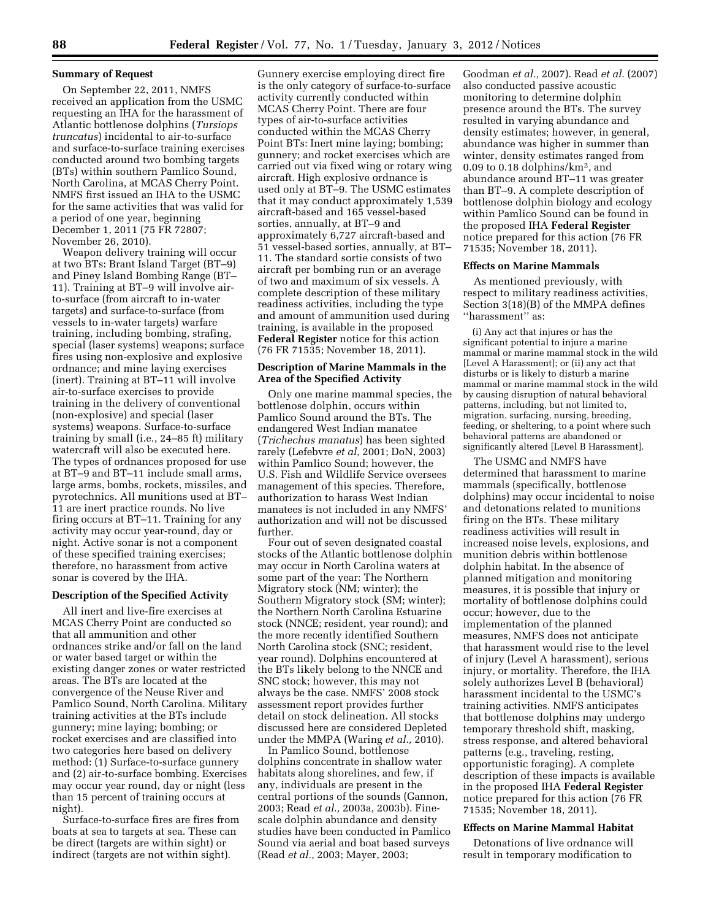## Summary of Request

On September 22, 2011, NMFS received an application from the USMC requesting an IHA for the harassment of Atlantic bottlenose dolphins (*Tursiops truncatus*) incidental to air-to-surface and surface-to-surface training exercises conducted around two bombing targets (BTs) within southern Pamlico Sound, North Carolina, at MCAS Cherry Point. NMFS first issued an IHA to the USMC for the same activities that was valid for a period of one year, beginning December 1, 2011 (75 FR 72807; November 26, 2010).

Weapon delivery training will occur at two BTs: Brant Island Target (BT–9) and Piney Island Bombing Range (BT–11). Training at BT–9 will involve air-to-surface (from aircraft to in-water targets) and surface-to-surface (from vessels to in-water targets) warfare training, including bombing, strafing, special (laser systems) weapons; surface fires using non-explosive and explosive ordnance; and mine laying exercises (inert). Training at BT–11 will involve air-to-surface exercises to provide training in the delivery of conventional (non-explosive) and special (laser systems) weapons. Surface-to-surface training by small (i.e., 24–85 ft) military watercraft will also be executed here. The types of ordnances proposed for use at BT–9 and BT–11 include small arms, large arms, bombs, rockets, missiles, and pyrotechnics. All munitions used at BT–11 are inert practice rounds. No live firing occurs at BT–11. Training for any activity may occur year-round, day or night. Active sonar is not a component of these specified training exercises; therefore, no harassment from active sonar is covered by the IHA.

## Description of the Specified Activity

All inert and live-fire exercises at MCAS Cherry Point are conducted so that all ammunition and other ordnances strike and/or fall on the land or water based target or within the existing danger zones or water restricted areas. The BTs are located at the convergence of the Neuse River and Pamlico Sound, North Carolina. Military training activities at the BTs include gunnery; mine laying; bombing; or rocket exercises and are classified into two categories here based on delivery method: (1) Surface-to-surface gunnery and (2) air-to-surface bombing. Exercises may occur year round, day or night (less than 15 percent of training occurs at night).

Surface-to-surface fires are fires from boats at sea to targets at sea. These can be direct (targets are within sight) or indirect (targets are not within sight). Gunnery exercise employing direct fire is the only category of surface-to-surface activity currently conducted within MCAS Cherry Point. There are four types of air-to-surface activities conducted within the MCAS Cherry Point BTs: Inert mine laying; bombing; gunnery; and rocket exercises which are carried out via fixed wing or rotary wing aircraft. High explosive ordnance is used only at BT–9. The USMC estimates that it may conduct approximately 1,539 aircraft-based and 165 vessel-based sorties, annually, at BT–9 and approximately 6,727 aircraft-based and 51 vessel-based sorties, annually, at BT–11. The standard sortie consists of two aircraft per bombing run or an average of two and maximum of six vessels. A complete description of these military readiness activities, including the type and amount of ammunition used during training, is available in the proposed **Federal Register** notice for this action (76 FR 71535; November 18, 2011).

## Description of Marine Mammals in the Area of the Specified Activity

Only one marine mammal species, the bottlenose dolphin, occurs within Pamlico Sound around the BTs. The endangered West Indian manatee (*Trichechus manatus*) has been sighted rarely (Lefebvre *et al*, 2001; DoN, 2003) within Pamlico Sound; however, the U.S. Fish and Wildlife Service oversees management of this species. Therefore, authorization to harass West Indian manatees is not included in any NMFS' authorization and will not be discussed further.

Four out of seven designated coastal stocks of the Atlantic bottlenose dolphin may occur in North Carolina waters at some part of the year: The Northern Migratory stock (NM; winter); the Southern Migratory stock (SM; winter); the Northern North Carolina Estuarine stock (NNCE; resident, year round); and the more recently identified Southern North Carolina stock (SNC; resident, year round). Dolphins encountered at the BTs likely belong to the NNCE and SNC stock; however, this may not always be the case. NMFS' 2008 stock assessment report provides further detail on stock delineation. All stocks discussed here are considered Depleted under the MMPA (Waring *et al.,* 2010).

In Pamlico Sound, bottlenose dolphins concentrate in shallow water habitats along shorelines, and few, if any, individuals are present in the central portions of the sounds (Gannon, 2003; Read *et al.,* 2003a, 2003b). Fine-scale dolphin abundance and density studies have been conducted in Pamlico Sound via aerial and boat based surveys (Read *et al.,* 2003; Mayer, 2003; Goodman *et al.,* 2007). Read *et al.* (2007) also conducted passive acoustic monitoring to determine dolphin presence around the BTs. The survey resulted in varying abundance and density estimates; however, in general, abundance was higher in summer than winter, density estimates ranged from 0.09 to 0.18 dolphins/km$^2$, and abundance around BT–11 was greater than BT–9. A complete description of bottlenose dolphin biology and ecology within Pamlico Sound can be found in the proposed IHA **Federal Register** notice prepared for this action (76 FR 71535; November 18, 2011).

## Effects on Marine Mammals

As mentioned previously, with respect to military readiness activities, Section 3(18)(B) of the MMPA defines ''harassment'' as:

> (i) Any act that injures or has the significant potential to injure a marine mammal or marine mammal stock in the wild [Level A Harassment]; or (ii) any act that disturbs or is likely to disturb a marine mammal or marine mammal stock in the wild by causing disruption of natural behavioral patterns, including, but not limited to, migration, surfacing, nursing, breeding, feeding, or sheltering, to a point where such behavioral patterns are abandoned or significantly altered [Level B Harassment].

The USMC and NMFS have determined that harassment to marine mammals (specifically, bottlenose dolphins) may occur incidental to noise and detonations related to munitions firing on the BTs. These military readiness activities will result in increased noise levels, explosions, and munition debris within bottlenose dolphin habitat. In the absence of planned mitigation and monitoring measures, it is possible that injury or mortality of bottlenose dolphins could occur; however, due to the implementation of the planned measures, NMFS does not anticipate that harassment would rise to the level of injury (Level A harassment), serious injury, or mortality. Therefore, the IHA solely authorizes Level B (behavioral) harassment incidental to the USMC's training activities. NMFS anticipates that bottlenose dolphins may undergo temporary threshold shift, masking, stress response, and altered behavioral patterns (e.g., traveling, resting, opportunistic foraging). A complete description of these impacts is available in the proposed IHA **Federal Register** notice prepared for this action (76 FR 71535; November 18, 2011).

## Effects on Marine Mammal Habitat

Detonations of live ordnance will result in temporary modification to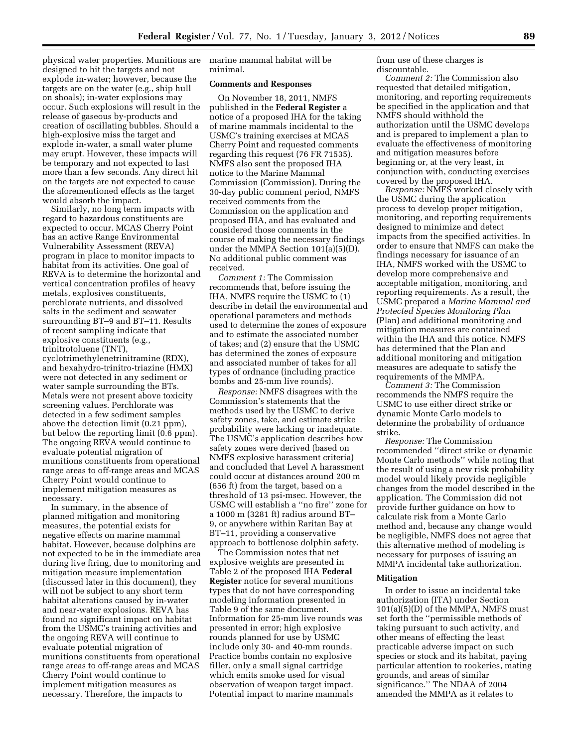physical water properties. Munitions are designed to hit the targets and not explode in-water; however, because the targets are on the water (e.g., ship hull on shoals); in-water explosions may occur. Such explosions will result in the release of gaseous by-products and creation of oscillating bubbles. Should a high-explosive miss the target and explode in-water, a small water plume may erupt. However, these impacts will be temporary and not expected to last more than a few seconds. Any direct hit on the targets are not expected to cause the aforementioned effects as the target would absorb the impact.

Similarly, no long term impacts with regard to hazardous constituents are expected to occur. MCAS Cherry Point has an active Range Environmental Vulnerability Assessment (REVA) program in place to monitor impacts to habitat from its activities. One goal of REVA is to determine the horizontal and vertical concentration profiles of heavy metals, explosives constituents, perchlorate nutrients, and dissolved salts in the sediment and seawater surrounding BT–9 and BT–11. Results of recent sampling indicate that explosive constituents (e.g., trinitrotoluene (TNT), cyclotrimethylenetrinitramine (RDX), and hexahydro-trinitro-triazine (HMX) were not detected in any sediment or water sample surrounding the BTs. Metals were not present above toxicity screening values. Perchlorate was detected in a few sediment samples above the detection limit (0.21 ppm), but below the reporting limit (0.6 ppm). The ongoing REVA would continue to evaluate potential migration of munitions constituents from operational range areas to off-range areas and MCAS Cherry Point would continue to implement mitigation measures as necessary.

In summary, in the absence of planned mitigation and monitoring measures, the potential exists for negative effects on marine mammal habitat. However, because dolphins are not expected to be in the immediate area during live firing, due to monitoring and mitigation measure implementation (discussed later in this document), they will not be subject to any short term habitat alterations caused by in-water and near-water explosions. REVA has found no significant impact on habitat from the USMC's training activities and the ongoing REVA will continue to evaluate potential migration of munitions constituents from operational range areas to off-range areas and MCAS Cherry Point would continue to implement mitigation measures as necessary. Therefore, the impacts to marine mammal habitat will be minimal.

## Comments and Responses

On November 18, 2011, NMFS published in the **Federal Register** a notice of a proposed IHA for the taking of marine mammals incidental to the USMC's training exercises at MCAS Cherry Point and requested comments regarding this request (76 FR 71535). NMFS also sent the proposed IHA notice to the Marine Mammal Commission (Commission). During the 30-day public comment period, NMFS received comments from the Commission on the application and proposed IHA, and has evaluated and considered those comments in the course of making the necessary findings under the MMPA Section 101(a)(5)(D). No additional public comment was received.

*Comment 1:* The Commission recommends that, before issuing the IHA, NMFS require the USMC to (1) describe in detail the environmental and operational parameters and methods used to determine the zones of exposure and to estimate the associated number of takes; and (2) ensure that the USMC has determined the zones of exposure and associated number of takes for all types of ordnance (including practice bombs and 25-mm live rounds).

*Response:* NMFS disagrees with the Commission's statements that the methods used by the USMC to derive safety zones, take, and estimate strike probability were lacking or inadequate. The USMC's application describes how safety zones were derived (based on NMFS explosive harassment criteria) and concluded that Level A harassment could occur at distances around 200 m (656 ft) from the target, based on a threshold of 13 psi-msec. However, the USMC will establish a "no fire" zone for a 1000 m (3281 ft) radius around BT–9, or anywhere within Raritan Bay at BT–11, providing a conservative approach to bottlenose dolphin safety.

The Commission notes that net explosive weights are presented in Table 2 of the proposed IHA **Federal Register** notice for several munitions types that do not have corresponding modeling information presented in Table 9 of the same document. Information for 25-mm live rounds was presented in error; high explosive rounds planned for use by USMC include only 30- and 40-mm rounds. Practice bombs contain no explosive filler, only a small signal cartridge which emits smoke used for visual observation of weapon target impact. Potential impact to marine mammals from use of these charges is discountable.

*Comment 2:* The Commission also requested that detailed mitigation, monitoring, and reporting requirements be specified in the application and that NMFS should withhold the authorization until the USMC develops and is prepared to implement a plan to evaluate the effectiveness of monitoring and mitigation measures before beginning or, at the very least, in conjunction with, conducting exercises covered by the proposed IHA.

*Response:* NMFS worked closely with the USMC during the application process to develop proper mitigation, monitoring, and reporting requirements designed to minimize and detect impacts from the specified activities. In order to ensure that NMFS can make the findings necessary for issuance of an IHA, NMFS worked with the USMC to develop more comprehensive and acceptable mitigation, monitoring, and reporting requirements. As a result, the USMC prepared a *Marine Mammal and Protected Species Monitoring Plan* (Plan) and additional monitoring and mitigation measures are contained within the IHA and this notice. NMFS has determined that the Plan and additional monitoring and mitigation measures are adequate to satisfy the requirements of the MMPA.

*Comment 3:* The Commission recommends the NMFS require the USMC to use either direct strike or dynamic Monte Carlo models to determine the probability of ordnance strike.

*Response:* The Commission recommended "direct strike or dynamic Monte Carlo methods" while noting that the result of using a new risk probability model would likely provide negligible changes from the model described in the application. The Commission did not provide further guidance on how to calculate risk from a Monte Carlo method and, because any change would be negligible, NMFS does not agree that this alternative method of modeling is necessary for purposes of issuing an MMPA incidental take authorization.

## Mitigation

In order to issue an incidental take authorization (ITA) under Section 101(a)(5)(D) of the MMPA, NMFS must set forth the "permissible methods of taking pursuant to such activity, and other means of effecting the least practicable adverse impact on such species or stock and its habitat, paying particular attention to rookeries, mating grounds, and areas of similar significance." The NDAA of 2004 amended the MMPA as it relates to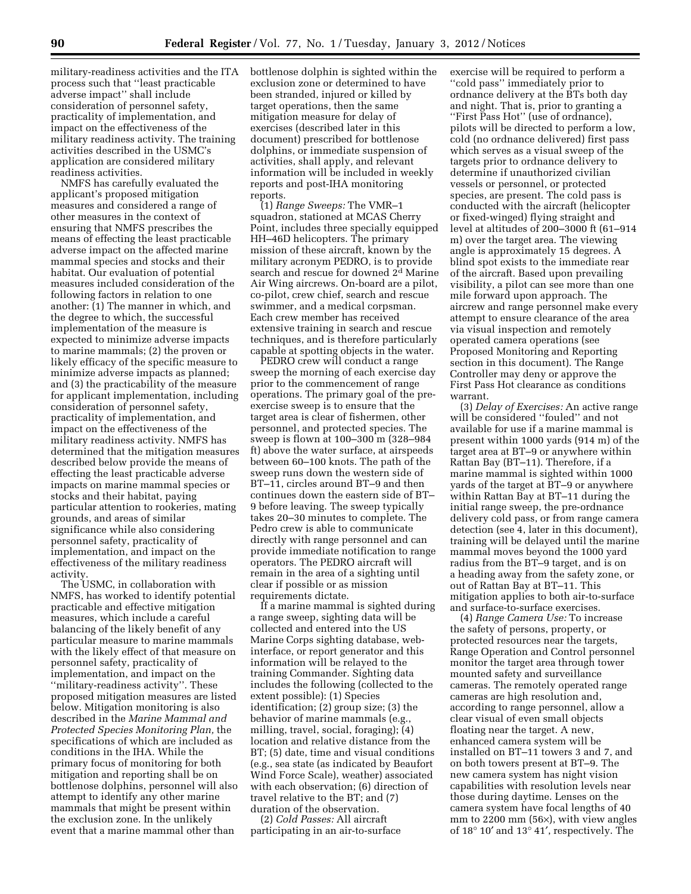military-readiness activities and the ITA process such that ''least practicable adverse impact'' shall include consideration of personnel safety, practicality of implementation, and impact on the effectiveness of the military readiness activity. The training activities described in the USMC's application are considered military readiness activities.

NMFS has carefully evaluated the applicant's proposed mitigation measures and considered a range of other measures in the context of ensuring that NMFS prescribes the means of effecting the least practicable adverse impact on the affected marine mammal species and stocks and their habitat. Our evaluation of potential measures included consideration of the following factors in relation to one another: (1) The manner in which, and the degree to which, the successful implementation of the measure is expected to minimize adverse impacts to marine mammals; (2) the proven or likely efficacy of the specific measure to minimize adverse impacts as planned; and (3) the practicability of the measure for applicant implementation, including consideration of personnel safety, practicality of implementation, and impact on the effectiveness of the military readiness activity. NMFS has determined that the mitigation measures described below provide the means of effecting the least practicable adverse impacts on marine mammal species or stocks and their habitat, paying particular attention to rookeries, mating grounds, and areas of similar significance while also considering personnel safety, practicality of implementation, and impact on the effectiveness of the military readiness activity.

The USMC, in collaboration with NMFS, has worked to identify potential practicable and effective mitigation measures, which include a careful balancing of the likely benefit of any particular measure to marine mammals with the likely effect of that measure on personnel safety, practicality of implementation, and impact on the ''military-readiness activity''. These proposed mitigation measures are listed below. Mitigation monitoring is also described in the *Marine Mammal and Protected Species Monitoring Plan,* the specifications of which are included as conditions in the IHA. While the primary focus of monitoring for both mitigation and reporting shall be on bottlenose dolphins, personnel will also attempt to identify any other marine mammals that might be present within the exclusion zone. In the unlikely event that a marine mammal other than bottlenose dolphin is sighted within the exclusion zone or determined to have been stranded, injured or killed by target operations, then the same mitigation measure for delay of exercises (described later in this document) prescribed for bottlenose dolphins, or immediate suspension of activities, shall apply, and relevant information will be included in weekly reports and post-IHA monitoring reports.

(1) *Range Sweeps:* The VMR–1 squadron, stationed at MCAS Cherry Point, includes three specially equipped HH–46D helicopters. The primary mission of these aircraft, known by the military acronym PEDRO, is to provide search and rescue for downed 2d Marine Air Wing aircrews. On-board are a pilot, co-pilot, crew chief, search and rescue swimmer, and a medical corpsman. Each crew member has received extensive training in search and rescue techniques, and is therefore particularly capable at spotting objects in the water.

PEDRO crew will conduct a range sweep the morning of each exercise day prior to the commencement of range operations. The primary goal of the pre-exercise sweep is to ensure that the target area is clear of fishermen, other personnel, and protected species. The sweep is flown at 100–300 m (328–984 ft) above the water surface, at airspeeds between 60–100 knots. The path of the sweep runs down the western side of BT–11, circles around BT–9 and then continues down the eastern side of BT–9 before leaving. The sweep typically takes 20–30 minutes to complete. The Pedro crew is able to communicate directly with range personnel and can provide immediate notification to range operators. The PEDRO aircraft will remain in the area of a sighting until clear if possible or as mission requirements dictate.

If a marine mammal is sighted during a range sweep, sighting data will be collected and entered into the US Marine Corps sighting database, web-interface, or report generator and this information will be relayed to the training Commander. Sighting data includes the following (collected to the extent possible): (1) Species identification; (2) group size; (3) the behavior of marine mammals (e.g., milling, travel, social, foraging); (4) location and relative distance from the BT; (5) date, time and visual conditions (e.g., sea state (as indicated by Beaufort Wind Force Scale), weather) associated with each observation; (6) direction of travel relative to the BT; and (7) duration of the observation.

(2) *Cold Passes:* All aircraft participating in an air-to-surface exercise will be required to perform a ''cold pass'' immediately prior to ordnance delivery at the BTs both day and night. That is, prior to granting a ''First Pass Hot'' (use of ordnance), pilots will be directed to perform a low, cold (no ordnance delivered) first pass which serves as a visual sweep of the targets prior to ordnance delivery to determine if unauthorized civilian vessels or personnel, or protected species, are present. The cold pass is conducted with the aircraft (helicopter or fixed-winged) flying straight and level at altitudes of 200–3000 ft (61–914 m) over the target area. The viewing angle is approximately 15 degrees. A blind spot exists to the immediate rear of the aircraft. Based upon prevailing visibility, a pilot can see more than one mile forward upon approach. The aircrew and range personnel make every attempt to ensure clearance of the area via visual inspection and remotely operated camera operations (see Proposed Monitoring and Reporting section in this document). The Range Controller may deny or approve the First Pass Hot clearance as conditions warrant.

(3) *Delay of Exercises:* An active range will be considered ''fouled'' and not available for use if a marine mammal is present within 1000 yards (914 m) of the target area at BT–9 or anywhere within Rattan Bay (BT–11). Therefore, if a marine mammal is sighted within 1000 yards of the target at BT–9 or anywhere within Rattan Bay at BT–11 during the initial range sweep, the pre-ordnance delivery cold pass, or from range camera detection (see 4, later in this document), training will be delayed until the marine mammal moves beyond the 1000 yard radius from the BT–9 target, and is on a heading away from the safety zone, or out of Rattan Bay at BT–11. This mitigation applies to both air-to-surface and surface-to-surface exercises.

(4) *Range Camera Use:* To increase the safety of persons, property, or protected resources near the targets, Range Operation and Control personnel monitor the target area through tower mounted safety and surveillance cameras. The remotely operated range cameras are high resolution and, according to range personnel, allow a clear visual of even small objects floating near the target. A new, enhanced camera system will be installed on BT–11 towers 3 and 7, and on both towers present at BT–9. The new camera system has night vision capabilities with resolution levels near those during daytime. Lenses on the camera system have focal lengths of 40 mm to 2200 mm (56×), with view angles of 18° 10′ and 13° 41′, respectively. The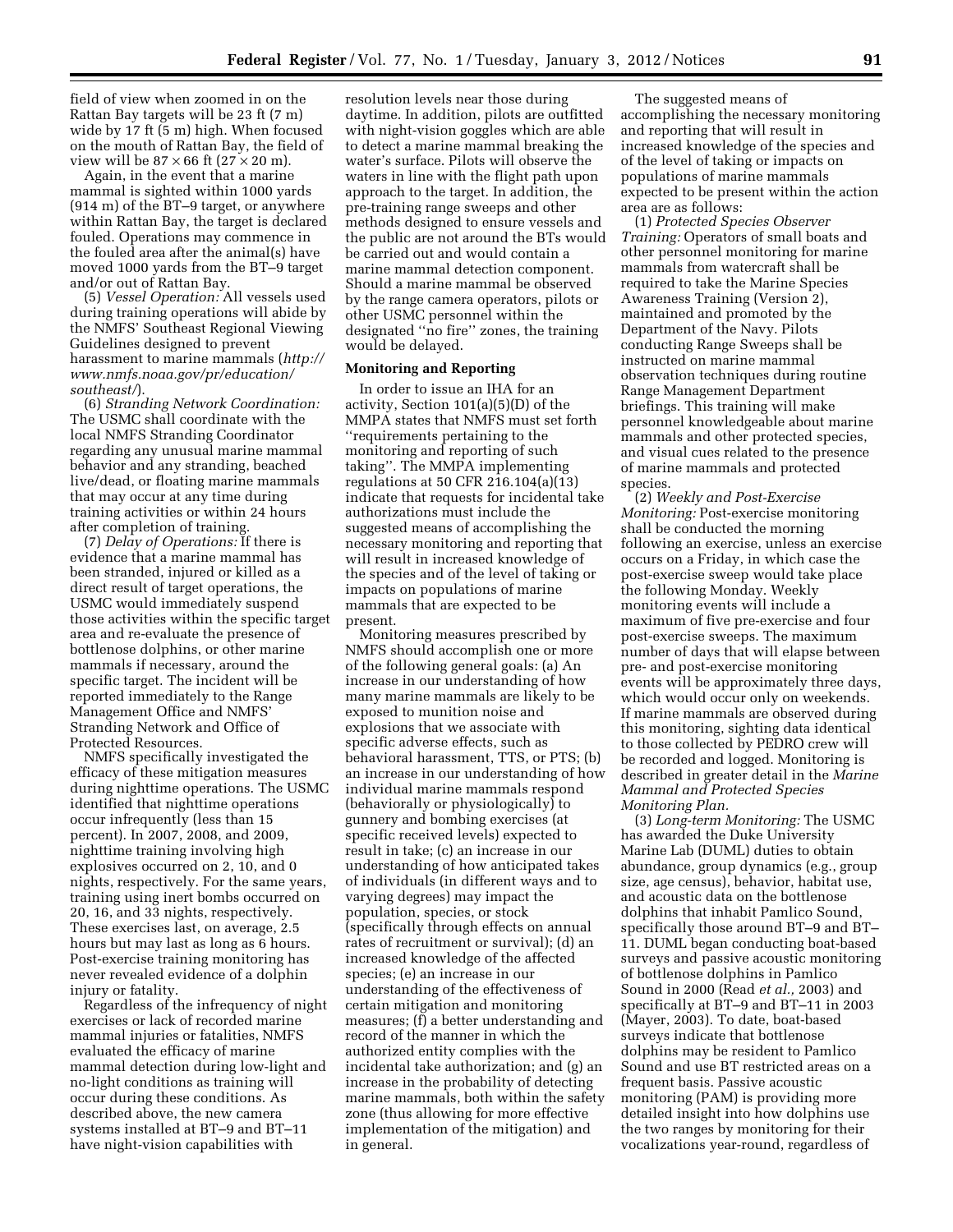field of view when zoomed in on the Rattan Bay targets will be 23 ft (7 m) wide by 17 ft (5 m) high. When focused on the mouth of Rattan Bay, the field of view will be 87 × 66 ft (27 × 20 m).

Again, in the event that a marine mammal is sighted within 1000 yards (914 m) of the BT–9 target, or anywhere within Rattan Bay, the target is declared fouled. Operations may commence in the fouled area after the animal(s) have moved 1000 yards from the BT–9 target and/or out of Rattan Bay.

(5) *Vessel Operation:* All vessels used during training operations will abide by the NMFS' Southeast Regional Viewing Guidelines designed to prevent harassment to marine mammals (*http://www.nmfs.noaa.gov/pr/education/southeast/*).

(6) *Stranding Network Coordination:* The USMC shall coordinate with the local NMFS Stranding Coordinator regarding any unusual marine mammal behavior and any stranding, beached live/dead, or floating marine mammals that may occur at any time during training activities or within 24 hours after completion of training.

(7) *Delay of Operations:* If there is evidence that a marine mammal has been stranded, injured or killed as a direct result of target operations, the USMC would immediately suspend those activities within the specific target area and re-evaluate the presence of bottlenose dolphins, or other marine mammals if necessary, around the specific target. The incident will be reported immediately to the Range Management Office and NMFS' Stranding Network and Office of Protected Resources.

NMFS specifically investigated the efficacy of these mitigation measures during nighttime operations. The USMC identified that nighttime operations occur infrequently (less than 15 percent). In 2007, 2008, and 2009, nighttime training involving high explosives occurred on 2, 10, and 0 nights, respectively. For the same years, training using inert bombs occurred on 20, 16, and 33 nights, respectively. These exercises last, on average, 2.5 hours but may last as long as 6 hours. Post-exercise training monitoring has never revealed evidence of a dolphin injury or fatality.

Regardless of the infrequency of night exercises or lack of recorded marine mammal injuries or fatalities, NMFS evaluated the efficacy of marine mammal detection during low-light and no-light conditions as training will occur during these conditions. As described above, the new camera systems installed at BT–9 and BT–11 have night-vision capabilities with resolution levels near those during daytime. In addition, pilots are outfitted with night-vision goggles which are able to detect a marine mammal breaking the water's surface. Pilots will observe the waters in line with the flight path upon approach to the target. In addition, the pre-training range sweeps and other methods designed to ensure vessels and the public are not around the BTs would be carried out and would contain a marine mammal detection component. Should a marine mammal be observed by the range camera operators, pilots or other USMC personnel within the designated "no fire" zones, the training would be delayed.

**Monitoring and Reporting**

In order to issue an IHA for an activity, Section 101(a)(5)(D) of the MMPA states that NMFS must set forth "requirements pertaining to the monitoring and reporting of such taking". The MMPA implementing regulations at 50 CFR 216.104(a)(13) indicate that requests for incidental take authorizations must include the suggested means of accomplishing the necessary monitoring and reporting that will result in increased knowledge of the species and of the level of taking or impacts on populations of marine mammals that are expected to be present.

Monitoring measures prescribed by NMFS should accomplish one or more of the following general goals: (a) An increase in our understanding of how many marine mammals are likely to be exposed to munition noise and explosions that we associate with specific adverse effects, such as behavioral harassment, TTS, or PTS; (b) an increase in our understanding of how individual marine mammals respond (behaviorally or physiologically) to gunnery and bombing exercises (at specific received levels) expected to result in take; (c) an increase in our understanding of how anticipated takes of individuals (in different ways and to varying degrees) may impact the population, species, or stock (specifically through effects on annual rates of recruitment or survival); (d) an increased knowledge of the affected species; (e) an increase in our understanding of the effectiveness of certain mitigation and monitoring measures; (f) a better understanding and record of the manner in which the authorized entity complies with the incidental take authorization; and (g) an increase in the probability of detecting marine mammals, both within the safety zone (thus allowing for more effective implementation of the mitigation) and in general.

The suggested means of accomplishing the necessary monitoring and reporting that will result in increased knowledge of the species and of the level of taking or impacts on populations of marine mammals expected to be present within the action area are as follows:

(1) *Protected Species Observer Training:* Operators of small boats and other personnel monitoring for marine mammals from watercraft shall be required to take the Marine Species Awareness Training (Version 2), maintained and promoted by the Department of the Navy. Pilots conducting Range Sweeps shall be instructed on marine mammal observation techniques during routine Range Management Department briefings. This training will make personnel knowledgeable about marine mammals and other protected species, and visual cues related to the presence of marine mammals and protected species.

(2) *Weekly and Post-Exercise Monitoring:* Post-exercise monitoring shall be conducted the morning following an exercise, unless an exercise occurs on a Friday, in which case the post-exercise sweep would take place the following Monday. Weekly monitoring events will include a maximum of five pre-exercise and four post-exercise sweeps. The maximum number of days that will elapse between pre- and post-exercise monitoring events will be approximately three days, which would occur only on weekends. If marine mammals are observed during this monitoring, sighting data identical to those collected by PEDRO crew will be recorded and logged. Monitoring is described in greater detail in the *Marine Mammal and Protected Species Monitoring Plan.*

(3) *Long-term Monitoring:* The USMC has awarded the Duke University Marine Lab (DUML) duties to obtain abundance, group dynamics (e.g., group size, age census), behavior, habitat use, and acoustic data on the bottlenose dolphins that inhabit Pamlico Sound, specifically those around BT–9 and BT–11. DUML began conducting boat-based surveys and passive acoustic monitoring of bottlenose dolphins in Pamlico Sound in 2000 (Read *et al.,* 2003) and specifically at BT–9 and BT–11 in 2003 (Mayer, 2003). To date, boat-based surveys indicate that bottlenose dolphins may be resident to Pamlico Sound and use BT restricted areas on a frequent basis. Passive acoustic monitoring (PAM) is providing more detailed insight into how dolphins use the two ranges by monitoring for their vocalizations year-round, regardless of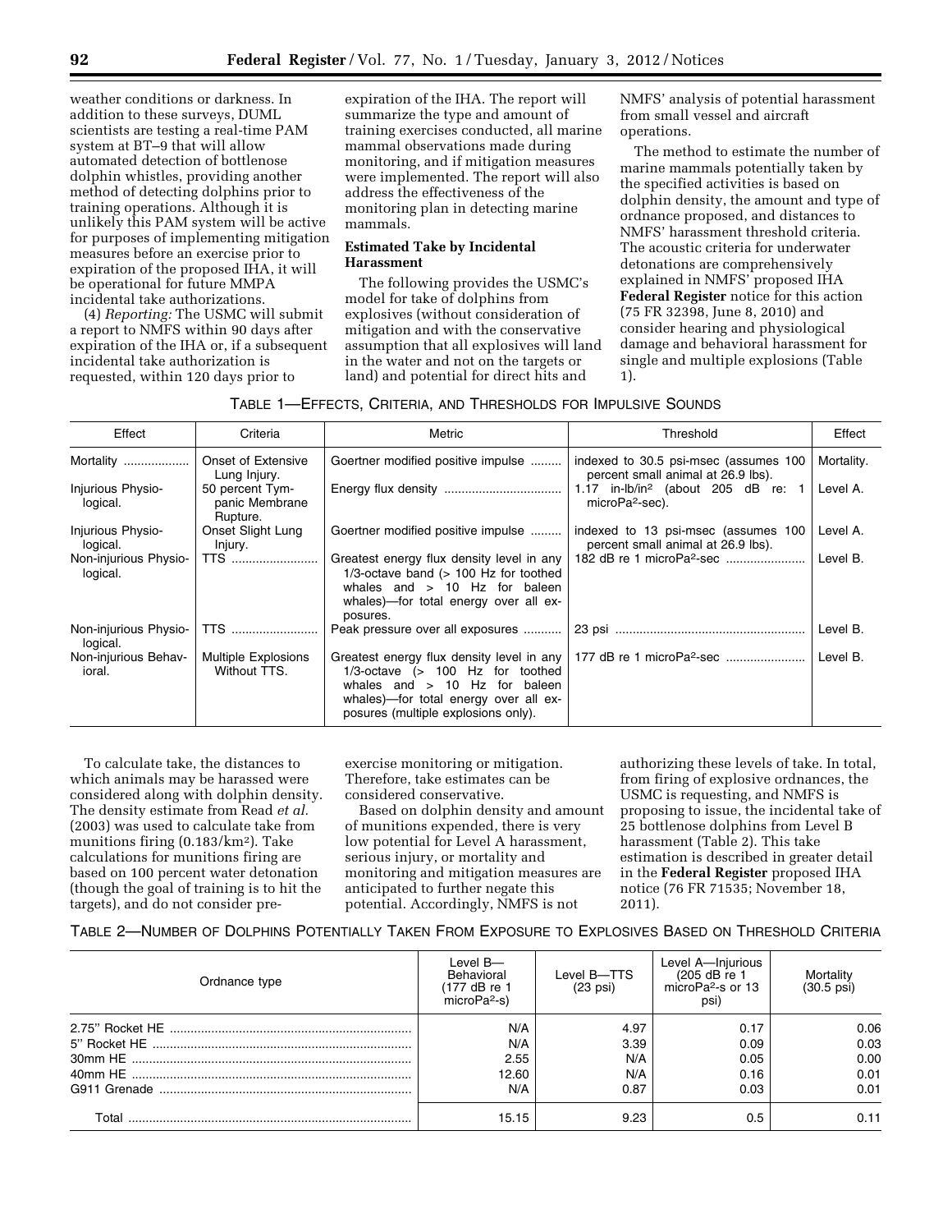weather conditions or darkness. In addition to these surveys, DUML scientists are testing a real-time PAM system at BT–9 that will allow automated detection of bottlenose dolphin whistles, providing another method of detecting dolphins prior to training operations. Although it is unlikely this PAM system will be active for purposes of implementing mitigation measures before an exercise prior to expiration of the proposed IHA, it will be operational for future MMPA incidental take authorizations.

(4) *Reporting:* The USMC will submit a report to NMFS within 90 days after expiration of the IHA or, if a subsequent incidental take authorization is requested, within 120 days prior to expiration of the IHA. The report will summarize the type and amount of training exercises conducted, all marine mammal observations made during monitoring, and if mitigation measures were implemented. The report will also address the effectiveness of the monitoring plan in detecting marine mammals.

**Estimated Take by Incidental Harassment**

The following provides the USMC's model for take of dolphins from explosives (without consideration of mitigation and with the conservative assumption that all explosives will land in the water and not on the targets or land) and potential for direct hits and NMFS' analysis of potential harassment from small vessel and aircraft operations.

The method to estimate the number of marine mammals potentially taken by the specified activities is based on dolphin density, the amount and type of ordnance proposed, and distances to NMFS' harassment threshold criteria. The acoustic criteria for underwater detonations are comprehensively explained in NMFS' proposed IHA **Federal Register** notice for this action (75 FR 32398, June 8, 2010) and consider hearing and physiological damage and behavioral harassment for single and multiple explosions (Table 1).

TABLE 1—EFFECTS, CRITERIA, AND THRESHOLDS FOR IMPULSIVE SOUNDS

| Effect | Criteria | Metric | Threshold | Effect |
|---|---|---|---|---|
| Mortality | Onset of Extensive Lung Injury. | Goertner modified positive impulse | indexed to 30.5 psi-msec (assumes 100 percent small animal at 26.9 lbs). | Mortality. |
| Injurious Physiological. | 50 percent Tympanic Membrane Rupture. | Energy flux density | 1.17 in-lb/in$^2$ (about 205 dB re: 1 microPa$^2$-sec). | Level A. |
| Injurious Physiological. | Onset Slight Lung Injury. | Goertner modified positive impulse | indexed to 13 psi-msec (assumes 100 percent small animal at 26.9 lbs). | Level A. |
| Non-injurious Physiological. | TTS | Greatest energy flux density level in any 1/3-octave band (> 100 Hz for toothed whales and > 10 Hz for baleen whales)—for total energy over all exposures. | 182 dB re 1 microPa$^2$-sec | Level B. |
| Non-injurious Physiological. | TTS | Peak pressure over all exposures | 23 psi | Level B. |
| Non-injurious Behavioral. | Multiple Explosions Without TTS. | Greatest energy flux density level in any 1/3-octave (> 100 Hz for toothed whales and > 10 Hz for baleen whales)—for total energy over all exposures (multiple explosions only). | 177 dB re 1 microPa$^2$-sec | Level B. |

To calculate take, the distances to which animals may be harassed were considered along with dolphin density. The density estimate from Read *et al.* (2003) was used to calculate take from munitions firing (0.183/km$^2$). Take calculations for munitions firing are based on 100 percent water detonation (though the goal of training is to hit the targets), and do not consider pre-exercise monitoring or mitigation. Therefore, take estimates can be considered conservative.

Based on dolphin density and amount of munitions expended, there is very low potential for Level A harassment, serious injury, or mortality and monitoring and mitigation measures are anticipated to further negate this potential. Accordingly, NMFS is not authorizing these levels of take. In total, from firing of explosive ordnances, the USMC is requesting, and NMFS is proposing to issue, the incidental take of 25 bottlenose dolphins from Level B harassment (Table 2). This take estimation is described in greater detail in the **Federal Register** proposed IHA notice (76 FR 71535; November 18, 2011).

TABLE 2—NUMBER OF DOLPHINS POTENTIALLY TAKEN FROM EXPOSURE TO EXPLOSIVES BASED ON THRESHOLD CRITERIA

| Ordnance type | Level B—Behavioral (177 dB re 1 microPa$^2$-s) | Level B—TTS (23 psi) | Level A—Injurious (205 dB re 1 microPa$^2$-s or 13 psi) | Mortality (30.5 psi) |
|---|---|---|---|---|
| 2.75" Rocket HE | N/A | 4.97 | 0.17 | 0.06 |
| 5" Rocket HE | N/A | 3.39 | 0.09 | 0.03 |
| 30mm HE | 2.55 | N/A | 0.05 | 0.00 |
| 40mm HE | 12.60 | N/A | 0.16 | 0.01 |
| G911 Grenade | N/A | 0.87 | 0.03 | 0.01 |
| Total | 15.15 | 9.23 | 0.5 | 0.11 |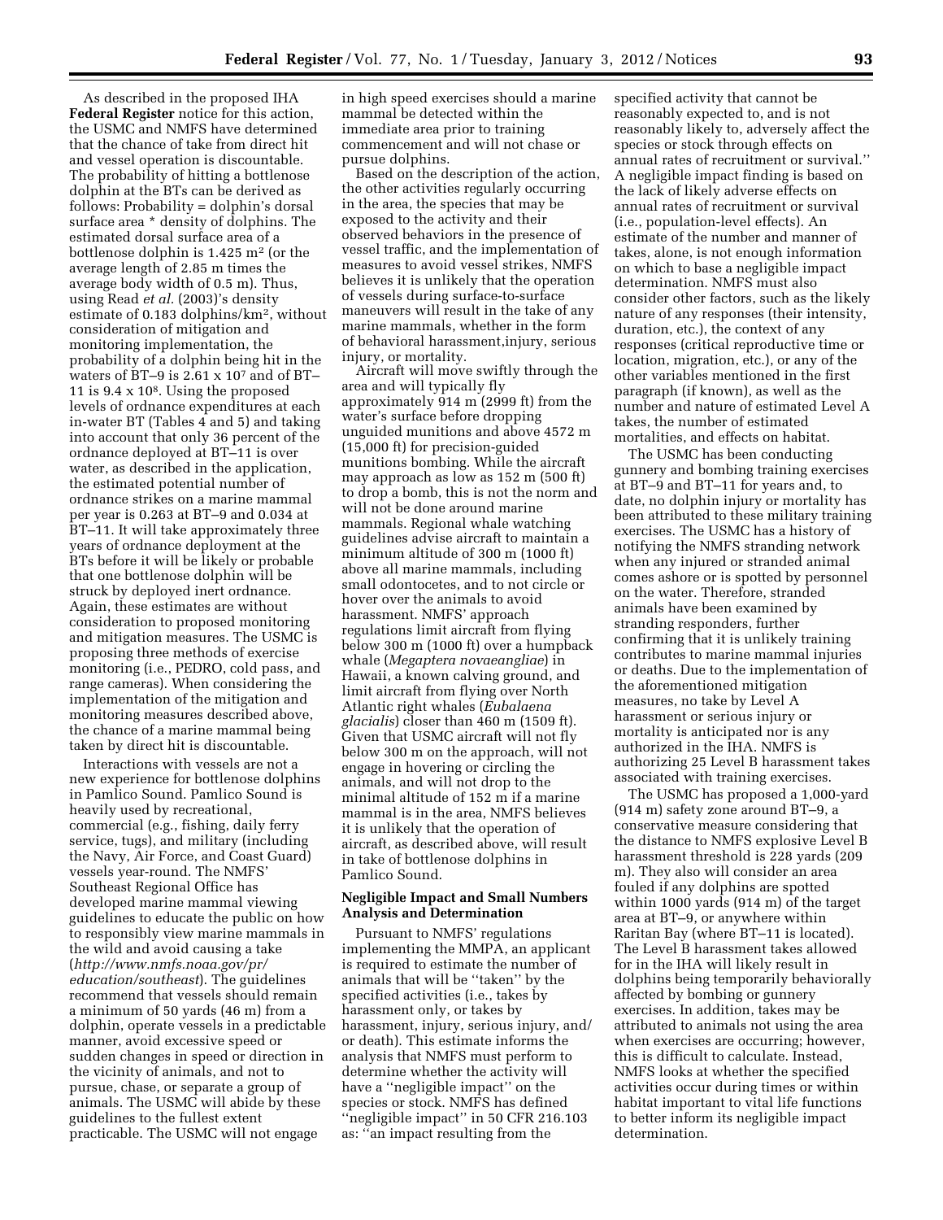As described in the proposed IHA **Federal Register** notice for this action, the USMC and NMFS have determined that the chance of take from direct hit and vessel operation is discountable. The probability of hitting a bottlenose dolphin at the BTs can be derived as follows: Probability = dolphin's dorsal surface area * density of dolphins. The estimated dorsal surface area of a bottlenose dolphin is 1.425 $m^2$ (or the average length of 2.85 m times the average body width of 0.5 m). Thus, using Read *et al.* (2003)'s density estimate of 0.183 dolphins/$km^2$, without consideration of mitigation and monitoring implementation, the probability of a dolphin being hit in the waters of BT–9 is 2.61 x $10^7$ and of BT–11 is 9.4 x $10^8$. Using the proposed levels of ordnance expenditures at each in-water BT (Tables 4 and 5) and taking into account that only 36 percent of the ordnance deployed at BT–11 is over water, as described in the application, the estimated potential number of ordnance strikes on a marine mammal per year is 0.263 at BT–9 and 0.034 at BT–11. It will take approximately three years of ordnance deployment at the BTs before it will be likely or probable that one bottlenose dolphin will be struck by deployed inert ordnance. Again, these estimates are without consideration to proposed monitoring and mitigation measures. The USMC is proposing three methods of exercise monitoring (i.e., PEDRO, cold pass, and range cameras). When considering the implementation of the mitigation and monitoring measures described above, the chance of a marine mammal being taken by direct hit is discountable.

Interactions with vessels are not a new experience for bottlenose dolphins in Pamlico Sound. Pamlico Sound is heavily used by recreational, commercial (e.g., fishing, daily ferry service, tugs), and military (including the Navy, Air Force, and Coast Guard) vessels year-round. The NMFS' Southeast Regional Office has developed marine mammal viewing guidelines to educate the public on how to responsibly view marine mammals in the wild and avoid causing a take (*http://www.nmfs.noaa.gov/pr/education/southeast*). The guidelines recommend that vessels should remain a minimum of 50 yards (46 m) from a dolphin, operate vessels in a predictable manner, avoid excessive speed or sudden changes in speed or direction in the vicinity of animals, and not to pursue, chase, or separate a group of animals. The USMC will abide by these guidelines to the fullest extent practicable. The USMC will not engage in high speed exercises should a marine mammal be detected within the immediate area prior to training commencement and will not chase or pursue dolphins.

Based on the description of the action, the other activities regularly occurring in the area, the species that may be exposed to the activity and their observed behaviors in the presence of vessel traffic, and the implementation of measures to avoid vessel strikes, NMFS believes it is unlikely that the operation of vessels during surface-to-surface maneuvers will result in the take of any marine mammals, whether in the form of behavioral harassment,injury, serious injury, or mortality.

Aircraft will move swiftly through the area and will typically fly approximately 914 m (2999 ft) from the water's surface before dropping unguided munitions and above 4572 m (15,000 ft) for precision-guided munitions bombing. While the aircraft may approach as low as 152 m (500 ft) to drop a bomb, this is not the norm and will not be done around marine mammals. Regional whale watching guidelines advise aircraft to maintain a minimum altitude of 300 m (1000 ft) above all marine mammals, including small odontocetes, and to not circle or hover over the animals to avoid harassment. NMFS' approach regulations limit aircraft from flying below 300 m (1000 ft) over a humpback whale (*Megaptera novaeangliae*) in Hawaii, a known calving ground, and limit aircraft from flying over North Atlantic right whales (*Eubalaena glacialis*) closer than 460 m (1509 ft). Given that USMC aircraft will not fly below 300 m on the approach, will not engage in hovering or circling the animals, and will not drop to the minimal altitude of 152 m if a marine mammal is in the area, NMFS believes it is unlikely that the operation of aircraft, as described above, will result in take of bottlenose dolphins in Pamlico Sound.

## Negligible Impact and Small Numbers Analysis and Determination

Pursuant to NMFS' regulations implementing the MMPA, an applicant is required to estimate the number of animals that will be ''taken'' by the specified activities (i.e., takes by harassment only, or takes by harassment, injury, serious injury, and/or death). This estimate informs the analysis that NMFS must perform to determine whether the activity will have a ''negligible impact'' on the species or stock. NMFS has defined ''negligible impact'' in 50 CFR 216.103 as: ''an impact resulting from the specified activity that cannot be reasonably expected to, and is not reasonably likely to, adversely affect the species or stock through effects on annual rates of recruitment or survival.'' A negligible impact finding is based on the lack of likely adverse effects on annual rates of recruitment or survival (i.e., population-level effects). An estimate of the number and manner of takes, alone, is not enough information on which to base a negligible impact determination. NMFS must also consider other factors, such as the likely nature of any responses (their intensity, duration, etc.), the context of any responses (critical reproductive time or location, migration, etc.), or any of the other variables mentioned in the first paragraph (if known), as well as the number and nature of estimated Level A takes, the number of estimated mortalities, and effects on habitat.

The USMC has been conducting gunnery and bombing training exercises at BT–9 and BT–11 for years and, to date, no dolphin injury or mortality has been attributed to these military training exercises. The USMC has a history of notifying the NMFS stranding network when any injured or stranded animal comes ashore or is spotted by personnel on the water. Therefore, stranded animals have been examined by stranding responders, further confirming that it is unlikely training contributes to marine mammal injuries or deaths. Due to the implementation of the aforementioned mitigation measures, no take by Level A harassment or serious injury or mortality is anticipated nor is any authorized in the IHA. NMFS is authorizing 25 Level B harassment takes associated with training exercises.

The USMC has proposed a 1,000-yard (914 m) safety zone around BT–9, a conservative measure considering that the distance to NMFS explosive Level B harassment threshold is 228 yards (209 m). They also will consider an area fouled if any dolphins are spotted within 1000 yards (914 m) of the target area at BT–9, or anywhere within Raritan Bay (where BT–11 is located). The Level B harassment takes allowed for in the IHA will likely result in dolphins being temporarily behaviorally affected by bombing or gunnery exercises. In addition, takes may be attributed to animals not using the area when exercises are occurring; however, this is difficult to calculate. Instead, NMFS looks at whether the specified activities occur during times or within habitat important to vital life functions to better inform its negligible impact determination.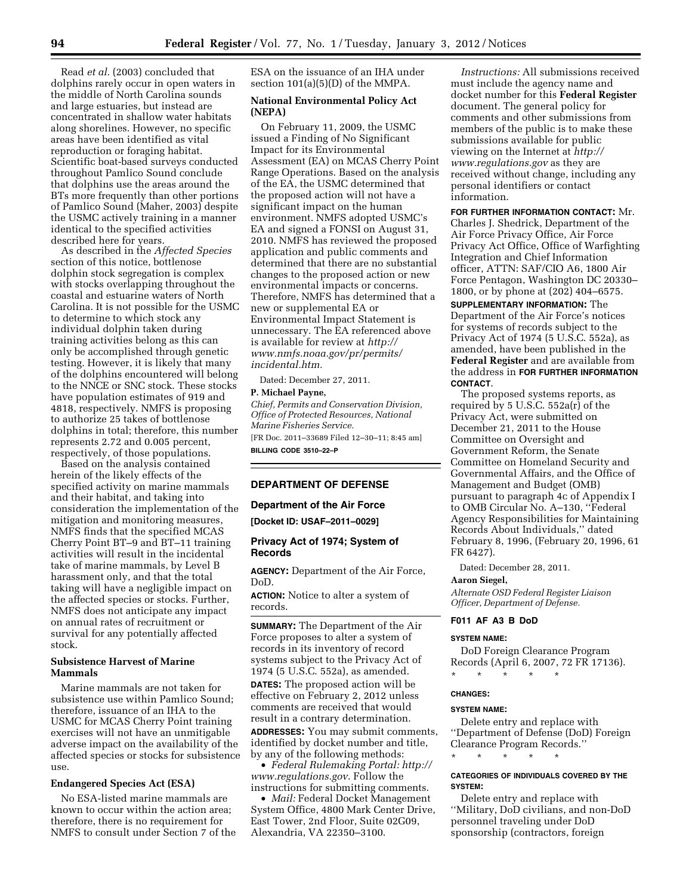Read *et al.* (2003) concluded that dolphins rarely occur in open waters in the middle of North Carolina sounds and large estuaries, but instead are concentrated in shallow water habitats along shorelines. However, no specific areas have been identified as vital reproduction or foraging habitat. Scientific boat-based surveys conducted throughout Pamlico Sound conclude that dolphins use the areas around the BTs more frequently than other portions of Pamlico Sound (Maher, 2003) despite the USMC actively training in a manner identical to the specified activities described here for years.

As described in the *Affected Species* section of this notice, bottlenose dolphin stock segregation is complex with stocks overlapping throughout the coastal and estuarine waters of North Carolina. It is not possible for the USMC to determine to which stock any individual dolphin taken during training activities belong as this can only be accomplished through genetic testing. However, it is likely that many of the dolphins encountered will belong to the NNCE or SNC stock. These stocks have population estimates of 919 and 4818, respectively. NMFS is proposing to authorize 25 takes of bottlenose dolphins in total; therefore, this number represents 2.72 and 0.005 percent, respectively, of those populations.

Based on the analysis contained herein of the likely effects of the specified activity on marine mammals and their habitat, and taking into consideration the implementation of the mitigation and monitoring measures, NMFS finds that the specified MCAS Cherry Point BT–9 and BT–11 training activities will result in the incidental take of marine mammals, by Level B harassment only, and that the total taking will have a negligible impact on the affected species or stocks. Further, NMFS does not anticipate any impact on annual rates of recruitment or survival for any potentially affected stock.

### Subsistence Harvest of Marine Mammals

Marine mammals are not taken for subsistence use within Pamlico Sound; therefore, issuance of an IHA to the USMC for MCAS Cherry Point training exercises will not have an unmitigable adverse impact on the availability of the affected species or stocks for subsistence use.

### Endangered Species Act (ESA)

No ESA-listed marine mammals are known to occur within the action area; therefore, there is no requirement for NMFS to consult under Section 7 of the ESA on the issuance of an IHA under section 101(a)(5)(D) of the MMPA.

### National Environmental Policy Act (NEPA)

On February 11, 2009, the USMC issued a Finding of No Significant Impact for its Environmental Assessment (EA) on MCAS Cherry Point Range Operations. Based on the analysis of the EA, the USMC determined that the proposed action will not have a significant impact on the human environment. NMFS adopted USMC's EA and signed a FONSI on August 31, 2010. NMFS has reviewed the proposed application and public comments and determined that there are no substantial changes to the proposed action or new environmental impacts or concerns. Therefore, NMFS has determined that a new or supplemental EA or Environmental Impact Statement is unnecessary. The EA referenced above is available for review at *http://www.nmfs.noaa.gov/pr/permits/incidental.htm.*

Dated: December 27, 2011.

**P. Michael Payne,**

*Chief, Permits and Conservation Division, Office of Protected Resources, National Marine Fisheries Service.*

[FR Doc. 2011–33689 Filed 12–30–11; 8:45 am]

**BILLING CODE 3510–22–P**

## DEPARTMENT OF DEFENSE

### Department of the Air Force

**[Docket ID: USAF–2011–0029]**

### Privacy Act of 1974; System of Records

**AGENCY:** Department of the Air Force, DoD.

**ACTION:** Notice to alter a system of records.

**SUMMARY:** The Department of the Air Force proposes to alter a system of records in its inventory of record systems subject to the Privacy Act of 1974 (5 U.S.C. 552a), as amended.

**DATES:** The proposed action will be effective on February 2, 2012 unless comments are received that would result in a contrary determination.

**ADDRESSES:** You may submit comments, identified by docket number and title, by any of the following methods:

- *Federal Rulemaking Portal: http://www.regulations.gov*. Follow the instructions for submitting comments.
- *Mail:* Federal Docket Management System Office, 4800 Mark Center Drive, East Tower, 2nd Floor, Suite 02G09, Alexandria, VA 22350–3100.

*Instructions:* All submissions received must include the agency name and docket number for this **Federal Register** document. The general policy for comments and other submissions from members of the public is to make these submissions available for public viewing on the Internet at *http://www.regulations.gov* as they are received without change, including any personal identifiers or contact information.

**FOR FURTHER INFORMATION CONTACT:** Mr. Charles J. Shedrick, Department of the Air Force Privacy Office, Air Force Privacy Act Office, Office of Warfighting Integration and Chief Information officer, ATTN: SAF/CIO A6, 1800 Air Force Pentagon, Washington DC 20330–1800, or by phone at (202) 404–6575.

**SUPPLEMENTARY INFORMATION:** The Department of the Air Force's notices for systems of records subject to the Privacy Act of 1974 (5 U.S.C. 552a), as amended, have been published in the **Federal Register** and are available from the address in **FOR FURTHER INFORMATION CONTACT**.

The proposed systems reports, as required by 5 U.S.C. 552a(r) of the Privacy Act, were submitted on December 21, 2011 to the House Committee on Oversight and Government Reform, the Senate Committee on Homeland Security and Governmental Affairs, and the Office of Management and Budget (OMB) pursuant to paragraph 4c of Appendix I to OMB Circular No. A–130, ''Federal Agency Responsibilities for Maintaining Records About Individuals,'' dated February 8, 1996, (February 20, 1996, 61 FR 6427).

Dated: December 28, 2011.

**Aaron Siegel,**

*Alternate OSD Federal Register Liaison Officer, Department of Defense.*

**F011 AF A3 B DoD**

**SYSTEM NAME:**

DoD Foreign Clearance Program Records (April 6, 2007, 72 FR 17136).

\* \* \* \* \*

**CHANGES:**

**SYSTEM NAME:**

Delete entry and replace with ''Department of Defense (DoD) Foreign Clearance Program Records.''

\* \* \* \* \*

**CATEGORIES OF INDIVIDUALS COVERED BY THE SYSTEM:**

Delete entry and replace with ''Military, DoD civilians, and non-DoD personnel traveling under DoD sponsorship (contractors, foreign